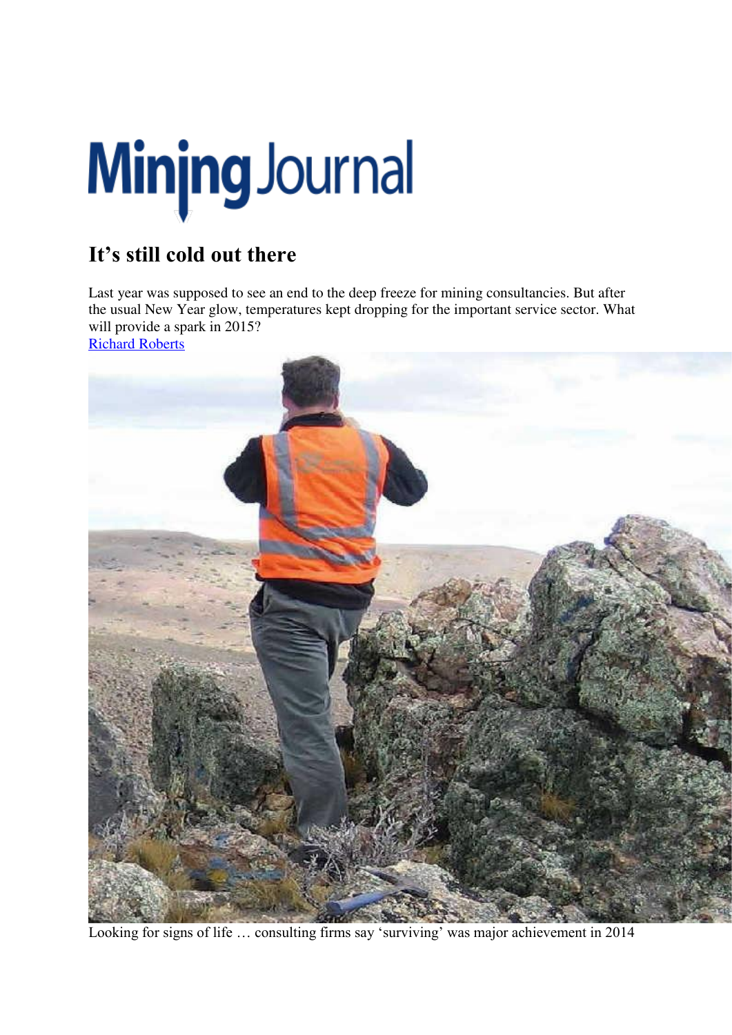# Mining Journal

## It's still cold out there

Last year was supposed to see an end to the deep freeze for mining consultancies. But after the usual New Year glow, temperatures kept dropping for the important service sector. What will provide a spark in 2015?

Richard Roberts

Looking for signs of life … consulting firms say 'surviving' was major achievement in 2014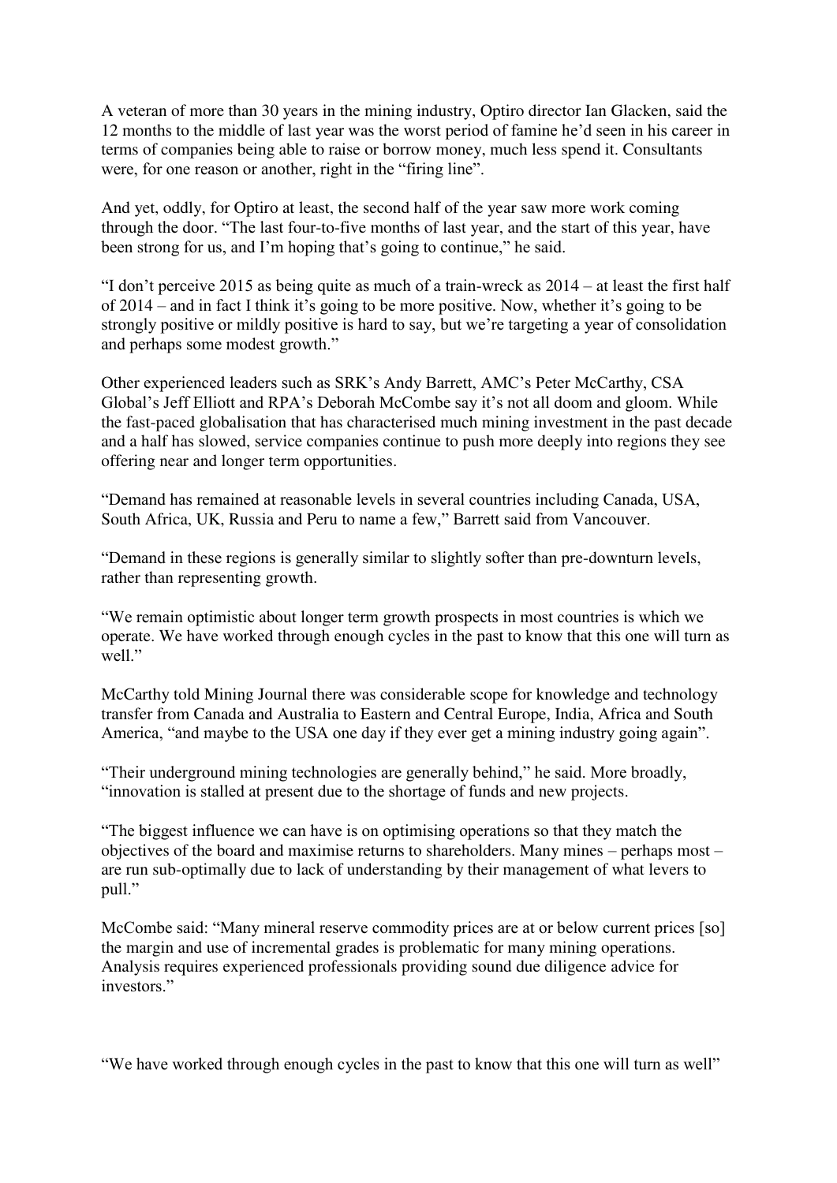A veteran of more than 30 years in the mining industry, Optiro director Ian Glacken, said the 12 months to the middle of last year was the worst period of famine he'd seen in his career in terms of companies being able to raise or borrow money, much less spend it. Consultants were, for one reason or another, right in the "firing line".

And yet, oddly, for Optiro at least, the second half of the year saw more work coming through the door. "The last four-to-five months of last year, and the start of this year, have been strong for us, and I'm hoping that's going to continue," he said.

"I don't perceive 2015 as being quite as much of a train-wreck as 2014 – at least the first half of 2014 – and in fact I think it's going to be more positive. Now, whether it's going to be strongly positive or mildly positive is hard to say, but we're targeting a year of consolidation and perhaps some modest growth."

Other experienced leaders such as SRK's Andy Barrett, AMC's Peter McCarthy, CSA Global's Jeff Elliott and RPA's Deborah McCombe say it's not all doom and gloom. While the fast-paced globalisation that has characterised much mining investment in the past decade and a half has slowed, service companies continue to push more deeply into regions they see offering near and longer term opportunities.

"Demand has remained at reasonable levels in several countries including Canada, USA, South Africa, UK, Russia and Peru to name a few," Barrett said from Vancouver.

"Demand in these regions is generally similar to slightly softer than pre-downturn levels, rather than representing growth.

"We remain optimistic about longer term growth prospects in most countries is which we operate. We have worked through enough cycles in the past to know that this one will turn as well."

McCarthy told Mining Journal there was considerable scope for knowledge and technology transfer from Canada and Australia to Eastern and Central Europe, India, Africa and South America, "and maybe to the USA one day if they ever get a mining industry going again".

"Their underground mining technologies are generally behind," he said. More broadly, "innovation is stalled at present due to the shortage of funds and new projects.

"The biggest influence we can have is on optimising operations so that they match the objectives of the board and maximise returns to shareholders. Many mines – perhaps most – are run sub-optimally due to lack of understanding by their management of what levers to pull."

McCombe said: "Many mineral reserve commodity prices are at or below current prices [so] the margin and use of incremental grades is problematic for many mining operations. Analysis requires experienced professionals providing sound due diligence advice for investors."

"We have worked through enough cycles in the past to know that this one will turn as well"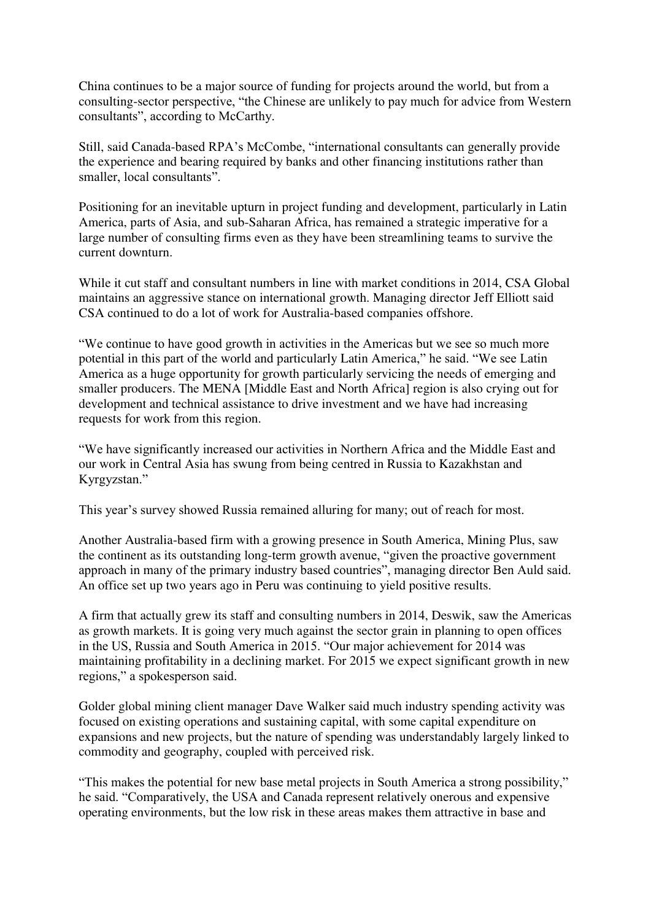China continues to be a major source of funding for projects around the world, but from a consulting-sector perspective, "the Chinese are unlikely to pay much for advice from Western consultants", according to McCarthy.

Still, said Canada-based RPA's McCombe, "international consultants can generally provide the experience and bearing required by banks and other financing institutions rather than smaller, local consultants".

Positioning for an inevitable upturn in project funding and development, particularly in Latin America, parts of Asia, and sub-Saharan Africa, has remained a strategic imperative for a large number of consulting firms even as they have been streamlining teams to survive the current downturn.

While it cut staff and consultant numbers in line with market conditions in 2014, CSA Global maintains an aggressive stance on international growth. Managing director Jeff Elliott said CSA continued to do a lot of work for Australia-based companies offshore.

"We continue to have good growth in activities in the Americas but we see so much more potential in this part of the world and particularly Latin America," he said. "We see Latin America as a huge opportunity for growth particularly servicing the needs of emerging and smaller producers. The MENA [Middle East and North Africa] region is also crying out for development and technical assistance to drive investment and we have had increasing requests for work from this region.

"We have significantly increased our activities in Northern Africa and the Middle East and our work in Central Asia has swung from being centred in Russia to Kazakhstan and Kyrgyzstan."

This year's survey showed Russia remained alluring for many; out of reach for most.

Another Australia-based firm with a growing presence in South America, Mining Plus, saw the continent as its outstanding long-term growth avenue, "given the proactive government approach in many of the primary industry based countries", managing director Ben Auld said. An office set up two years ago in Peru was continuing to yield positive results.

A firm that actually grew its staff and consulting numbers in 2014, Deswik, saw the Americas as growth markets. It is going very much against the sector grain in planning to open offices in the US, Russia and South America in 2015. "Our major achievement for 2014 was maintaining profitability in a declining market. For 2015 we expect significant growth in new regions," a spokesperson said.

Golder global mining client manager Dave Walker said much industry spending activity was focused on existing operations and sustaining capital, with some capital expenditure on expansions and new projects, but the nature of spending was understandably largely linked to commodity and geography, coupled with perceived risk.

"This makes the potential for new base metal projects in South America a strong possibility," he said. "Comparatively, the USA and Canada represent relatively onerous and expensive operating environments, but the low risk in these areas makes them attractive in base and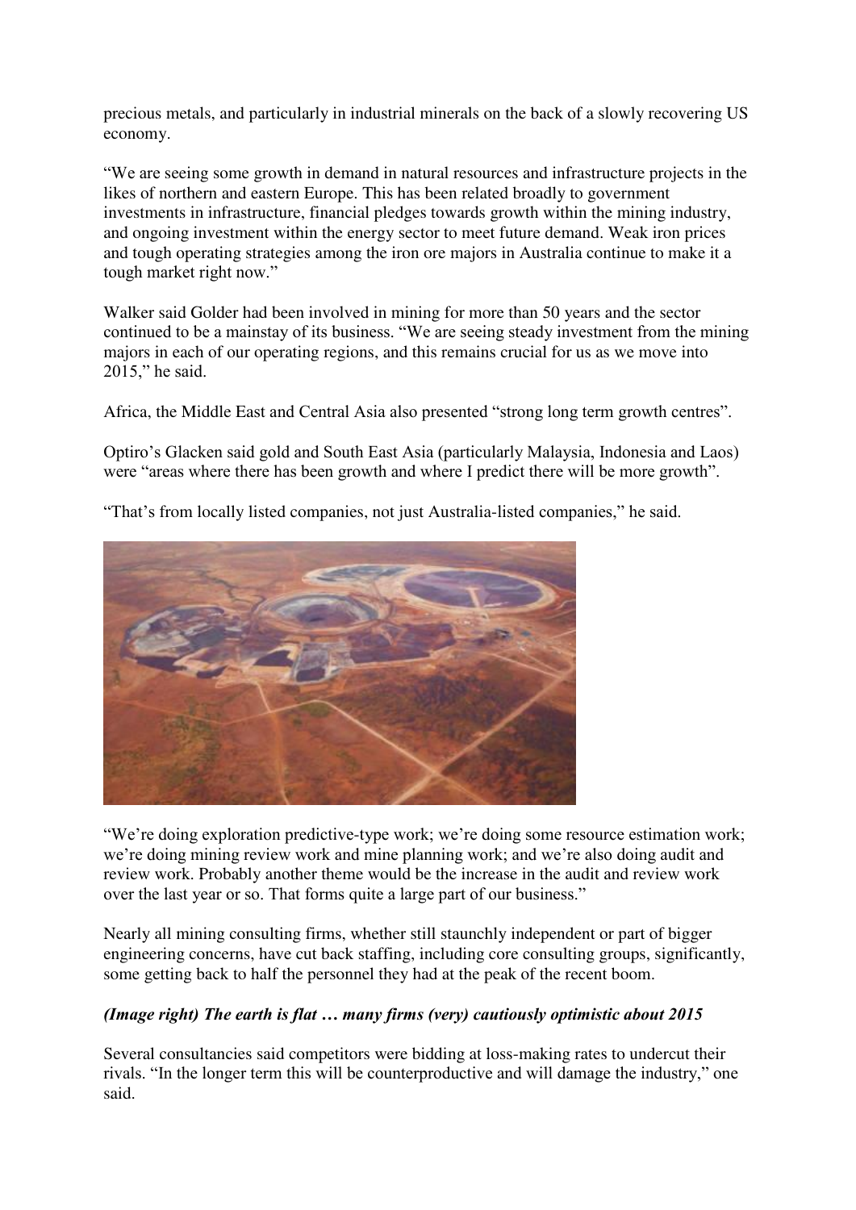precious metals, and particularly in industrial minerals on the back of a slowly recovering US economy.

"We are seeing some growth in demand in natural resources and infrastructure projects in the likes of northern and eastern Europe. This has been related broadly to government investments in infrastructure, financial pledges towards growth within the mining industry, and ongoing investment within the energy sector to meet future demand. Weak iron prices and tough operating strategies among the iron ore majors in Australia continue to make it a tough market right now."

Walker said Golder had been involved in mining for more than 50 years and the sector continued to be a mainstay of its business. "We are seeing steady investment from the mining majors in each of our operating regions, and this remains crucial for us as we move into 2015," he said.

Africa, the Middle East and Central Asia also presented "strong long term growth centres".

Optiro's Glacken said gold and South East Asia (particularly Malaysia, Indonesia and Laos) were "areas where there has been growth and where I predict there will be more growth".

"That's from locally listed companies, not just Australia-listed companies," he said.

"We're doing exploration predictive-type work; we're doing some resource estimation work; we're doing mining review work and mine planning work; and we're also doing audit and review work. Probably another theme would be the increase in the audit and review work over the last year or so. That forms quite a large part of our business."

Nearly all mining consulting firms, whether still staunchly independent or part of bigger engineering concerns, have cut back staffing, including core consulting groups, significantly, some getting back to half the personnel they had at the peak of the recent boom.

***(Image right) The earth is flat … many firms (very) cautiously optimistic about 2015***

Several consultancies said competitors were bidding at loss-making rates to undercut their rivals. "In the longer term this will be counterproductive and will damage the industry," one said.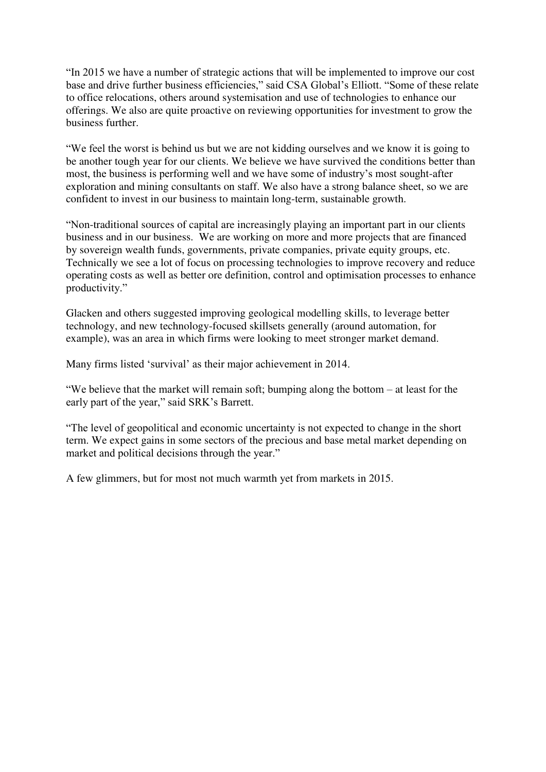"In 2015 we have a number of strategic actions that will be implemented to improve our cost base and drive further business efficiencies," said CSA Global's Elliott. "Some of these relate to office relocations, others around systemisation and use of technologies to enhance our offerings. We also are quite proactive on reviewing opportunities for investment to grow the business further.

"We feel the worst is behind us but we are not kidding ourselves and we know it is going to be another tough year for our clients. We believe we have survived the conditions better than most, the business is performing well and we have some of industry's most sought-after exploration and mining consultants on staff. We also have a strong balance sheet, so we are confident to invest in our business to maintain long-term, sustainable growth.

"Non-traditional sources of capital are increasingly playing an important part in our clients business and in our business. We are working on more and more projects that are financed by sovereign wealth funds, governments, private companies, private equity groups, etc. Technically we see a lot of focus on processing technologies to improve recovery and reduce operating costs as well as better ore definition, control and optimisation processes to enhance productivity."

Glacken and others suggested improving geological modelling skills, to leverage better technology, and new technology-focused skillsets generally (around automation, for example), was an area in which firms were looking to meet stronger market demand.

Many firms listed 'survival' as their major achievement in 2014.

"We believe that the market will remain soft; bumping along the bottom – at least for the early part of the year," said SRK's Barrett.

"The level of geopolitical and economic uncertainty is not expected to change in the short term. We expect gains in some sectors of the precious and base metal market depending on market and political decisions through the year."

A few glimmers, but for most not much warmth yet from markets in 2015.